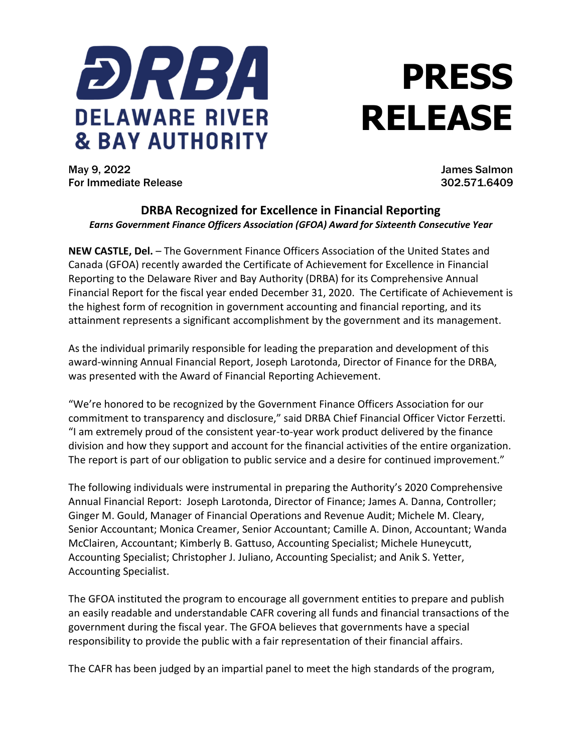**DRBA**
**DELAWARE RIVER & BAY AUTHORITY**

# PRESS RELEASE

May 9, 2022
For Immediate Release

James Salmon
302.571.6409

## DRBA Recognized for Excellence in Financial Reporting

***Earns Government Finance Officers Association (GFOA) Award for Sixteenth Consecutive Year***

**NEW CASTLE, Del.** – The Government Finance Officers Association of the United States and Canada (GFOA) recently awarded the Certificate of Achievement for Excellence in Financial Reporting to the Delaware River and Bay Authority (DRBA) for its Comprehensive Annual Financial Report for the fiscal year ended December 31, 2020. The Certificate of Achievement is the highest form of recognition in government accounting and financial reporting, and its attainment represents a significant accomplishment by the government and its management.

As the individual primarily responsible for leading the preparation and development of this award-winning Annual Financial Report, Joseph Larotonda, Director of Finance for the DRBA, was presented with the Award of Financial Reporting Achievement.

"We're honored to be recognized by the Government Finance Officers Association for our commitment to transparency and disclosure," said DRBA Chief Financial Officer Victor Ferzetti. "I am extremely proud of the consistent year-to-year work product delivered by the finance division and how they support and account for the financial activities of the entire organization. The report is part of our obligation to public service and a desire for continued improvement."

The following individuals were instrumental in preparing the Authority's 2020 Comprehensive Annual Financial Report: Joseph Larotonda, Director of Finance; James A. Danna, Controller; Ginger M. Gould, Manager of Financial Operations and Revenue Audit; Michele M. Cleary, Senior Accountant; Monica Creamer, Senior Accountant; Camille A. Dinon, Accountant; Wanda McClairen, Accountant; Kimberly B. Gattuso, Accounting Specialist; Michele Huneycutt, Accounting Specialist; Christopher J. Juliano, Accounting Specialist; and Anik S. Yetter, Accounting Specialist.

The GFOA instituted the program to encourage all government entities to prepare and publish an easily readable and understandable CAFR covering all funds and financial transactions of the government during the fiscal year. The GFOA believes that governments have a special responsibility to provide the public with a fair representation of their financial affairs.

The CAFR has been judged by an impartial panel to meet the high standards of the program,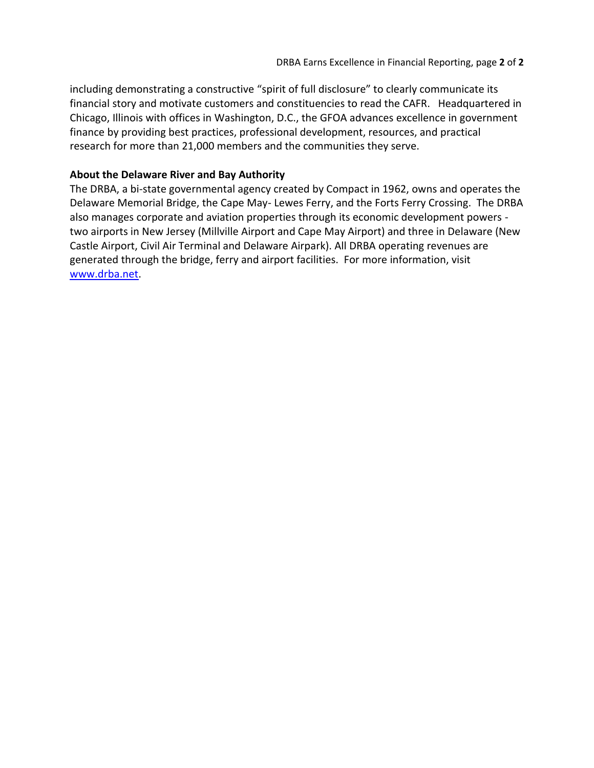including demonstrating a constructive "spirit of full disclosure" to clearly communicate its financial story and motivate customers and constituencies to read the CAFR. Headquartered in Chicago, Illinois with offices in Washington, D.C., the GFOA advances excellence in government finance by providing best practices, professional development, resources, and practical research for more than 21,000 members and the communities they serve.

**About the Delaware River and Bay Authority**

The DRBA, a bi-state governmental agency created by Compact in 1962, owns and operates the Delaware Memorial Bridge, the Cape May- Lewes Ferry, and the Forts Ferry Crossing. The DRBA also manages corporate and aviation properties through its economic development powers - two airports in New Jersey (Millville Airport and Cape May Airport) and three in Delaware (New Castle Airport, Civil Air Terminal and Delaware Airpark). All DRBA operating revenues are generated through the bridge, ferry and airport facilities. For more information, visit [www.drba.net](http://www.drba.net).